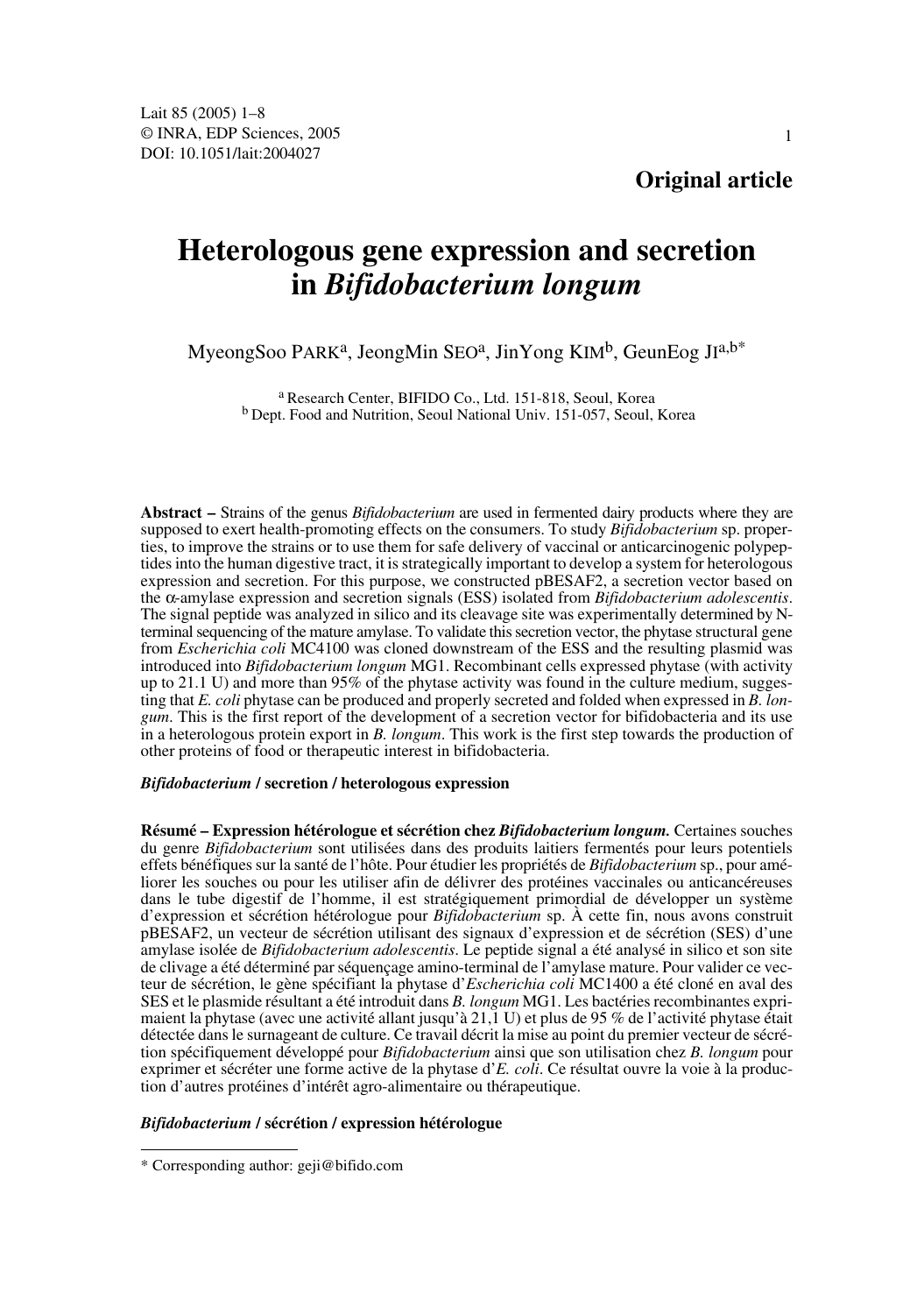**Original article**

# Heterologous gene expression and secretion in *Bifidobacterium longum*

MyeongSoo PARK[a], JeongMin SEO[a], JinYong KIM[b], GeunEog JI[a,b*]

[a] Research Center, BIFIDO Co., Ltd. 151-818, Seoul, Korea
[b] Dept. Food and Nutrition, Seoul National Univ. 151-057, Seoul, Korea

**Abstract –** Strains of the genus *Bifidobacterium* are used in fermented dairy products where they are supposed to exert health-promoting effects on the consumers. To study *Bifidobacterium* sp. properties, to improve the strains or to use them for safe delivery of vaccinal or anticarcinogenic polypeptides into the human digestive tract, it is strategically important to develop a system for heterologous expression and secretion. For this purpose, we constructed pBESAF2, a secretion vector based on the α-amylase expression and secretion signals (ESS) isolated from *Bifidobacterium adolescentis*. The signal peptide was analyzed in silico and its cleavage site was experimentally determined by N-terminal sequencing of the mature amylase. To validate this secretion vector, the phytase structural gene from *Escherichia coli* MC4100 was cloned downstream of the ESS and the resulting plasmid was introduced into *Bifidobacterium longum* MG1. Recombinant cells expressed phytase (with activity up to 21.1 U) and more than 95% of the phytase activity was found in the culture medium, suggesting that *E. coli* phytase can be produced and properly secreted and folded when expressed in *B. longum*. This is the first report of the development of a secretion vector for bifidobacteria and its use in a heterologous protein export in *B. longum*. This work is the first step towards the production of other proteins of food or therapeutic interest in bifidobacteria.

***Bifidobacterium* / secretion / heterologous expression**

**Résumé – Expression hétérologue et sécrétion chez *Bifidobacterium longum*.** Certaines souches du genre *Bifidobacterium* sont utilisées dans des produits laitiers fermentés pour leurs potentiels effets bénéfiques sur la santé de l'hôte. Pour étudier les propriétés de *Bifidobacterium* sp., pour améliorer les souches ou pour les utiliser afin de délivrer des protéines vaccinales ou anticancéreuses dans le tube digestif de l'homme, il est stratégiquement primordial de développer un système d'expression et sécrétion hétérologue pour *Bifidobacterium* sp. À cette fin, nous avons construit pBESAF2, un vecteur de sécrétion utilisant des signaux d'expression et de sécrétion (SES) d'une amylase isolée de *Bifidobacterium adolescentis*. Le peptide signal a été analysé in silico et son site de clivage a été déterminé par séquençage amino-terminal de l'amylase mature. Pour valider ce vecteur de sécrétion, le gène spécifiant la phytase d'*Escherichia coli* MC1400 a été cloné en aval des SES et le plasmide résultant a été introduit dans *B. longum* MG1. Les bactéries recombinantes exprimaient la phytase (avec une activité allant jusqu'à 21,1 U) et plus de 95 % de l'activité phytase était détectée dans le surnageant de culture. Ce travail décrit la mise au point du premier vecteur de sécrétion spécifiquement développé pour *Bifidobacterium* ainsi que son utilisation chez *B. longum* pour exprimer et sécréter une forme active de la phytase d'*E. coli*. Ce résultat ouvre la voie à la production d'autres protéines d'intérêt agro-alimentaire ou thérapeutique.

***Bifidobacterium* / sécrétion / expression hétérologue**

---

\* Corresponding author: geji@bifido.com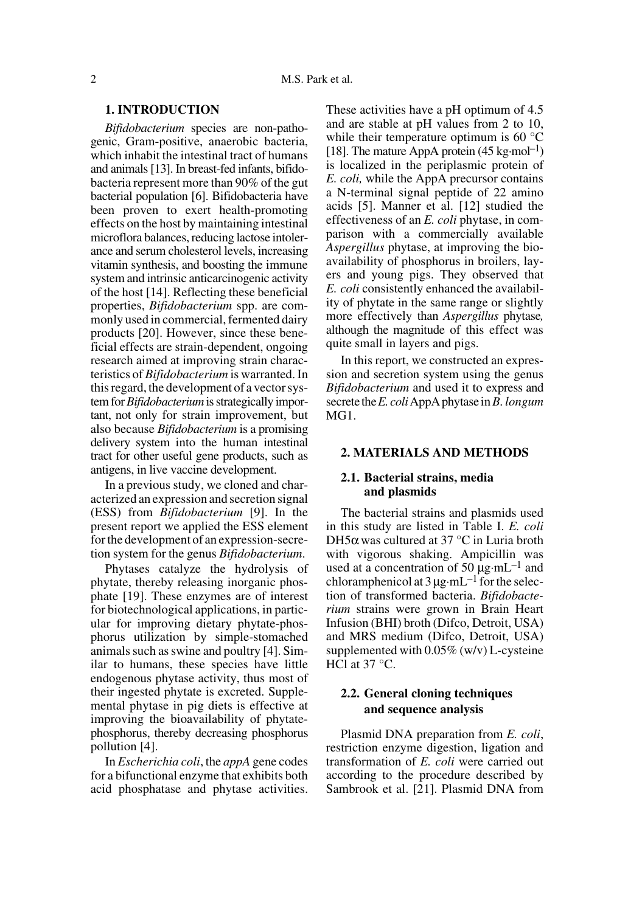## 1. INTRODUCTION

*Bifidobacterium* species are non-pathogenic, Gram-positive, anaerobic bacteria, which inhabit the intestinal tract of humans and animals [13]. In breast-fed infants, bifidobacteria represent more than 90% of the gut bacterial population [6]. Bifidobacteria have been proven to exert health-promoting effects on the host by maintaining intestinal microflora balances, reducing lactose intolerance and serum cholesterol levels, increasing vitamin synthesis, and boosting the immune system and intrinsic anticarcinogenic activity of the host [14]. Reflecting these beneficial properties, *Bifidobacterium* spp. are commonly used in commercial, fermented dairy products [20]. However, since these beneficial effects are strain-dependent, ongoing research aimed at improving strain characteristics of *Bifidobacterium* is warranted. In this regard, the development of a vector system for *Bifidobacterium* is strategically important, not only for strain improvement, but also because *Bifidobacterium* is a promising delivery system into the human intestinal tract for other useful gene products, such as antigens, in live vaccine development.

In a previous study, we cloned and characterized an expression and secretion signal (ESS) from *Bifidobacterium* [9]. In the present report we applied the ESS element for the development of an expression-secretion system for the genus *Bifidobacterium*.

Phytases catalyze the hydrolysis of phytate, thereby releasing inorganic phosphate [19]. These enzymes are of interest for biotechnological applications, in particular for improving dietary phytate-phosphorus utilization by simple-stomached animals such as swine and poultry [4]. Similar to humans, these species have little endogenous phytase activity, thus most of their ingested phytate is excreted. Supplemental phytase in pig diets is effective at improving the bioavailability of phytate-phosphorus, thereby decreasing phosphorus pollution [4].

In *Escherichia coli*, the *appA* gene codes for a bifunctional enzyme that exhibits both acid phosphatase and phytase activities. These activities have a pH optimum of 4.5 and are stable at pH values from 2 to 10, while their temperature optimum is 60 °C [18]. The mature AppA protein (45 $kg \cdot mol^{-1}$) is localized in the periplasmic protein of *E. coli,* while the AppA precursor contains a N-terminal signal peptide of 22 amino acids [5]. Manner et al. [12] studied the effectiveness of an *E. coli* phytase, in comparison with a commercially available *Aspergillus* phytase, at improving the bioavailability of phosphorus in broilers, layers and young pigs. They observed that *E. coli* consistently enhanced the availability of phytate in the same range or slightly more effectively than *Aspergillus* phytase*,* although the magnitude of this effect was quite small in layers and pigs.

In this report, we constructed an expression and secretion system using the genus *Bifidobacterium* and used it to express and secrete the *E. coli* AppA phytase in *B. longum* MG1.

## 2. MATERIALS AND METHODS

### 2.1. Bacterial strains, media and plasmids

The bacterial strains and plasmids used in this study are listed in Table I. *E. coli* DH5α was cultured at 37 °C in Luria broth with vigorous shaking. Ampicillin was used at a concentration of 50 $\mu g \cdot mL^{-1}$ and chloramphenicol at 3 $\mu g \cdot mL^{-1}$ for the selection of transformed bacteria. *Bifidobacterium* strains were grown in Brain Heart Infusion (BHI) broth (Difco, Detroit, USA) and MRS medium (Difco, Detroit, USA) supplemented with 0.05% (w/v) L-cysteine HCl at 37 °C.

### 2.2. General cloning techniques and sequence analysis

Plasmid DNA preparation from *E. coli*, restriction enzyme digestion, ligation and transformation of *E. coli* were carried out according to the procedure described by Sambrook et al. [21]. Plasmid DNA from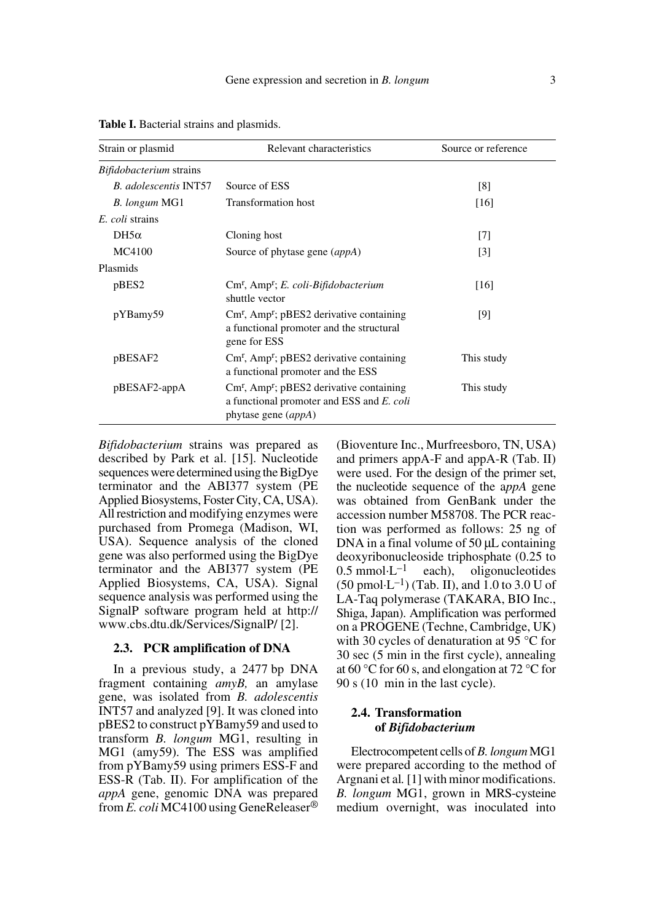**Table I.** Bacterial strains and plasmids.

| Strain or plasmid | Relevant characteristics | Source or reference |
|---|---|---|
| *Bifidobacterium* strains | | |
| *B. adolescentis* INT57 | Source of ESS | [8] |
| *B. longum* MG1 | Transformation host | [16] |
| *E. coli* strains | | |
| DH5α | Cloning host | [7] |
| MC4100 | Source of phytase gene (*appA*) | [3] |
| Plasmids | | |
| pBES2 | $Cm^r$, $Amp^r$; *E. coli-Bifidobacterium* shuttle vector | [16] |
| pYBamy59 | $Cm^r$, $Amp^r$; pBES2 derivative containing a functional promoter and the structural gene for ESS | [9] |
| pBESAF2 | $Cm^r$, $Amp^r$; pBES2 derivative containing a functional promoter and the ESS | This study |
| pBESAF2-appA | $Cm^r$, $Amp^r$; pBES2 derivative containing a functional promoter and ESS and *E. coli* phytase gene (*appA*) | This study |

*Bifidobacterium* strains was prepared as described by Park et al. [15]. Nucleotide sequences were determined using the BigDye terminator and the ABI377 system (PE Applied Biosystems, Foster City, CA, USA). All restriction and modifying enzymes were purchased from Promega (Madison, WI, USA). Sequence analysis of the cloned gene was also performed using the BigDye terminator and the ABI377 system (PE Applied Biosystems, CA, USA). Signal sequence analysis was performed using the SignalP software program held at http://www.cbs.dtu.dk/Services/SignalP/ [2].

### 2.3. PCR amplification of DNA

In a previous study, a 2477 bp DNA fragment containing *amyB,* an amylase gene, was isolated from *B. adolescentis* INT57 and analyzed [9]. It was cloned into pBES2 to construct pYBamy59 and used to transform *B. longum* MG1, resulting in MG1 (amy59). The ESS was amplified from pYBamy59 using primers ESS-F and ESS-R (Tab. II). For amplification of the *appA* gene, genomic DNA was prepared from *E. coli* MC4100 using GeneReleaser® (Bioventure Inc., Murfreesboro, TN, USA) and primers appA-F and appA-R (Tab. II) were used. For the design of the primer set, the nucleotide sequence of the a*ppA* gene was obtained from GenBank under the accession number M58708. The PCR reaction was performed as follows: 25 ng of DNA in a final volume of 50 μL containing deoxyribonucleoside triphosphate (0.25 to 0.5 $mmol \cdot L^{-1}$ each), oligonucleotides (50 $pmol \cdot L^{-1}$) (Tab. II), and 1.0 to 3.0 U of LA-Taq polymerase (TAKARA, BIO Inc., Shiga, Japan). Amplification was performed on a PROGENE (Techne, Cambridge, UK) with 30 cycles of denaturation at 95 °C for 30 sec (5 min in the first cycle), annealing at 60 °C for 60 s, and elongation at 72 °C for 90 s (10 min in the last cycle).

### 2.4. Transformation of *Bifidobacterium*

Electrocompetent cells of *B. longum* MG1 were prepared according to the method of Argnani et al. [1] with minor modifications. *B. longum* MG1, grown in MRS-cysteine medium overnight, was inoculated into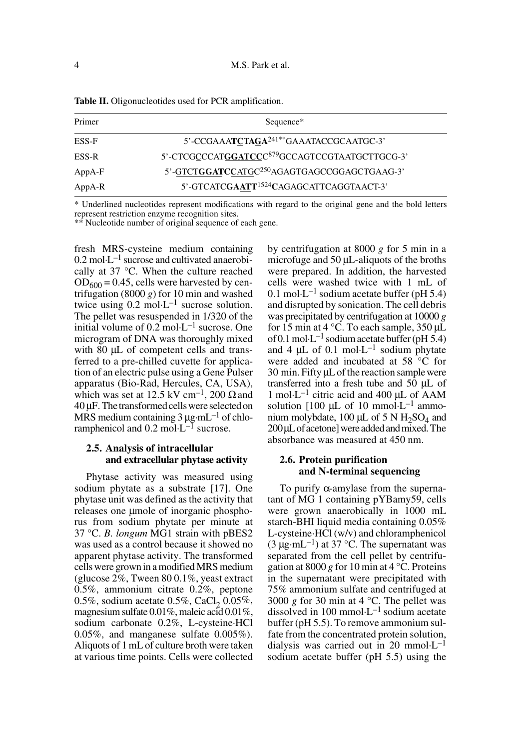**Table II.** Oligonucleotides used for PCR amplification.

| Primer | Sequence* |
|---|---|
| ESS-F | 5'-CCGAAA**TCTAGA**[241**]GAAATACCGCAATGC-3' |
| ESS-R | 5'-CTCGCCCAT**GGATCC**C[879]GCCAGTCCGTAATGCTTGCG-3' |
| AppA-F | 5'-GTCT**GGATCC**ATGC[250]AGAGTGAGCCGGAGCTGAAG-3' |
| AppA-R | 5'-GTCATC**GAATT**[1524]CAGAGCATTCAGGTAACT-3' |

\* Underlined nucleotides represent modifications with regard to the original gene and the bold letters represent restriction enzyme recognition sites.
\*\* Nucleotide number of original sequence of each gene.

fresh MRS-cysteine medium containing 0.2 mol·L$^{-1}$ sucrose and cultivated anaerobically at 37 °C. When the culture reached $OD_{600}$ = 0.45, cells were harvested by centrifugation (8000 *g*) for 10 min and washed twice using 0.2 mol·L$^{-1}$ sucrose solution. The pellet was resuspended in 1/320 of the initial volume of 0.2 mol·L$^{-1}$ sucrose. One microgram of DNA was thoroughly mixed with 80 μL of competent cells and transferred to a pre-chilled cuvette for application of an electric pulse using a Gene Pulser apparatus (Bio-Rad, Hercules, CA, USA), which was set at 12.5 kV cm$^{-1}$, 200 Ω and 40 μF. The transformed cells were selected on MRS medium containing 3 μg·mL$^{-1}$ of chloramphenicol and 0.2 mol·L$^{-1}$ sucrose.

### 2.5. Analysis of intracellular and extracellular phytase activity

Phytase activity was measured using sodium phytate as a substrate [17]. One phytase unit was defined as the activity that releases one μmole of inorganic phosphorus from sodium phytate per minute at 37 °C. *B. longum* MG1 strain with pBES2 was used as a control because it showed no apparent phytase activity. The transformed cells were grown in a modified MRS medium (glucose 2%, Tween 80 0.1%, yeast extract 0.5%, ammonium citrate 0.2%, peptone 0.5%, sodium acetate 0.5%, $CaCl_2$ 0.05%, magnesium sulfate 0.01%, maleic acid 0.01%, sodium carbonate 0.2%, L-cysteine·HCl 0.05%, and manganese sulfate 0.005%). Aliquots of 1 mL of culture broth were taken at various time points. Cells were collected by centrifugation at 8000 *g* for 5 min in a microfuge and 50 μL-aliquots of the broths were prepared. In addition, the harvested cells were washed twice with 1 mL of 0.1 mol·L$^{-1}$ sodium acetate buffer (pH 5.4) and disrupted by sonication. The cell debris was precipitated by centrifugation at 10000 *g* for 15 min at 4 °C. To each sample, 350 μL of 0.1 mol·L$^{-1}$ sodium acetate buffer (pH 5.4) and 4 μL of 0.1 mol·L$^{-1}$ sodium phytate were added and incubated at 58 °C for 30 min. Fifty μL of the reaction sample were transferred into a fresh tube and 50 μL of 1 mol·L$^{-1}$ citric acid and 400 μL of AAM solution [100 μL of 10 mmol·L$^{-1}$ ammonium molybdate, 100 μL of 5 N $H_2SO_4$ and 200 μL of acetone] were added and mixed. The absorbance was measured at 450 nm.

### 2.6. Protein purification and N-terminal sequencing

To purify α-amylase from the supernatant of MG 1 containing pYBamy59, cells were grown anaerobically in 1000 mL starch-BHI liquid media containing 0.05% L-cysteine·HCl (w/v) and chloramphenicol (3 μg·mL$^{-1}$) at 37 °C. The supernatant was separated from the cell pellet by centrifugation at 8000 *g* for 10 min at 4 °C. Proteins in the supernatant were precipitated with 75% ammonium sulfate and centrifuged at 3000 *g* for 30 min at 4 °C. The pellet was dissolved in 100 mmol·L$^{-1}$ sodium acetate buffer (pH 5.5). To remove ammonium sulfate from the concentrated protein solution, dialysis was carried out in 20 mmol·L$^{-1}$ sodium acetate buffer (pH 5.5) using the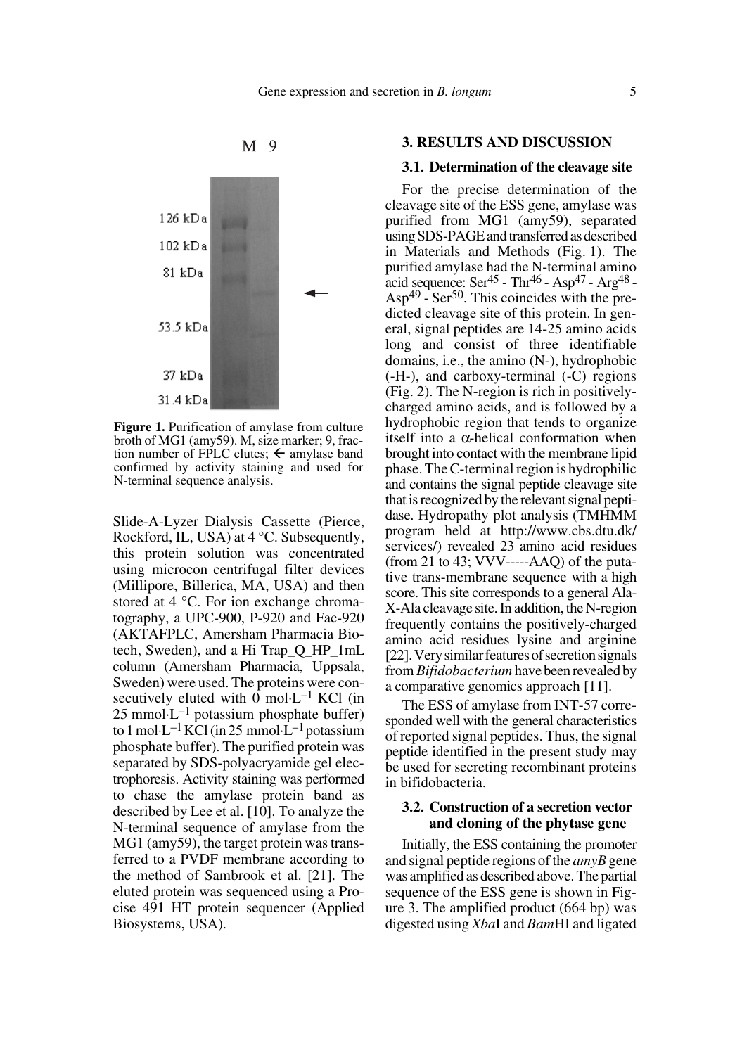Figure 1. Purification of amylase from culture broth of MG1 (amy59). M, size marker; 9, fraction number of FPLC elutes; ← amylase band confirmed by activity staining and used for N-terminal sequence analysis.

Slide-A-Lyzer Dialysis Cassette (Pierce, Rockford, IL, USA) at 4 °C. Subsequently, this protein solution was concentrated using microcon centrifugal filter devices (Millipore, Billerica, MA, USA) and then stored at 4 °C. For ion exchange chromatography, a UPC-900, P-920 and Fac-920 (AKTAFPLC, Amersham Pharmacia Biotech, Sweden), and a Hi Trap_Q_HP_1mL column (Amersham Pharmacia, Uppsala, Sweden) were used. The proteins were consecutively eluted with 0 $mol \cdot L^{-1}$ KCl (in 25 $mmol \cdot L^{-1}$ potassium phosphate buffer) to 1 $mol \cdot L^{-1}$ KCl (in 25 $mmol \cdot L^{-1}$ potassium phosphate buffer). The purified protein was separated by SDS-polyacryamide gel electrophoresis. Activity staining was performed to chase the amylase protein band as described by Lee et al. [10]. To analyze the N-terminal sequence of amylase from the MG1 (amy59), the target protein was transferred to a PVDF membrane according to the method of Sambrook et al. [21]. The eluted protein was sequenced using a Procise 491 HT protein sequencer (Applied Biosystems, USA).

## 3. RESULTS AND DISCUSSION

### 3.1. Determination of the cleavage site

For the precise determination of the cleavage site of the ESS gene, amylase was purified from MG1 (amy59), separated using SDS-PAGE and transferred as described in Materials and Methods (Fig. 1). The purified amylase had the N-terminal amino acid sequence: $Ser^{45}$ - $Thr^{46}$ - $Asp^{47}$ - $Arg^{48}$ - $Asp^{49}$ - $Ser^{50}$. This coincides with the predicted cleavage site of this protein. In general, signal peptides are 14-25 amino acids long and consist of three identifiable domains, i.e., the amino (N-), hydrophobic (-H-), and carboxy-terminal (-C) regions (Fig. 2). The N-region is rich in positively-charged amino acids, and is followed by a hydrophobic region that tends to organize itself into a $\alpha$-helical conformation when brought into contact with the membrane lipid phase. The C-terminal region is hydrophilic and contains the signal peptide cleavage site that is recognized by the relevant signal peptidase. Hydropathy plot analysis (TMHMM program held at http://www.cbs.dtu.dk/services/) revealed 23 amino acid residues (from 21 to 43; VVV-----AAQ) of the putative trans-membrane sequence with a high score. This site corresponds to a general Ala-X-Ala cleavage site. In addition, the N-region frequently contains the positively-charged amino acid residues lysine and arginine [22]. Very similar features of secretion signals from *Bifidobacterium* have been revealed by a comparative genomics approach [11].

The ESS of amylase from INT-57 corresponded well with the general characteristics of reported signal peptides. Thus, the signal peptide identified in the present study may be used for secreting recombinant proteins in bifidobacteria.

### 3.2. Construction of a secretion vector and cloning of the phytase gene

Initially, the ESS containing the promoter and signal peptide regions of the *amyB* gene was amplified as described above. The partial sequence of the ESS gene is shown in Figure 3. The amplified product (664 bp) was digested using *Xba*I and *Bam*HI and ligated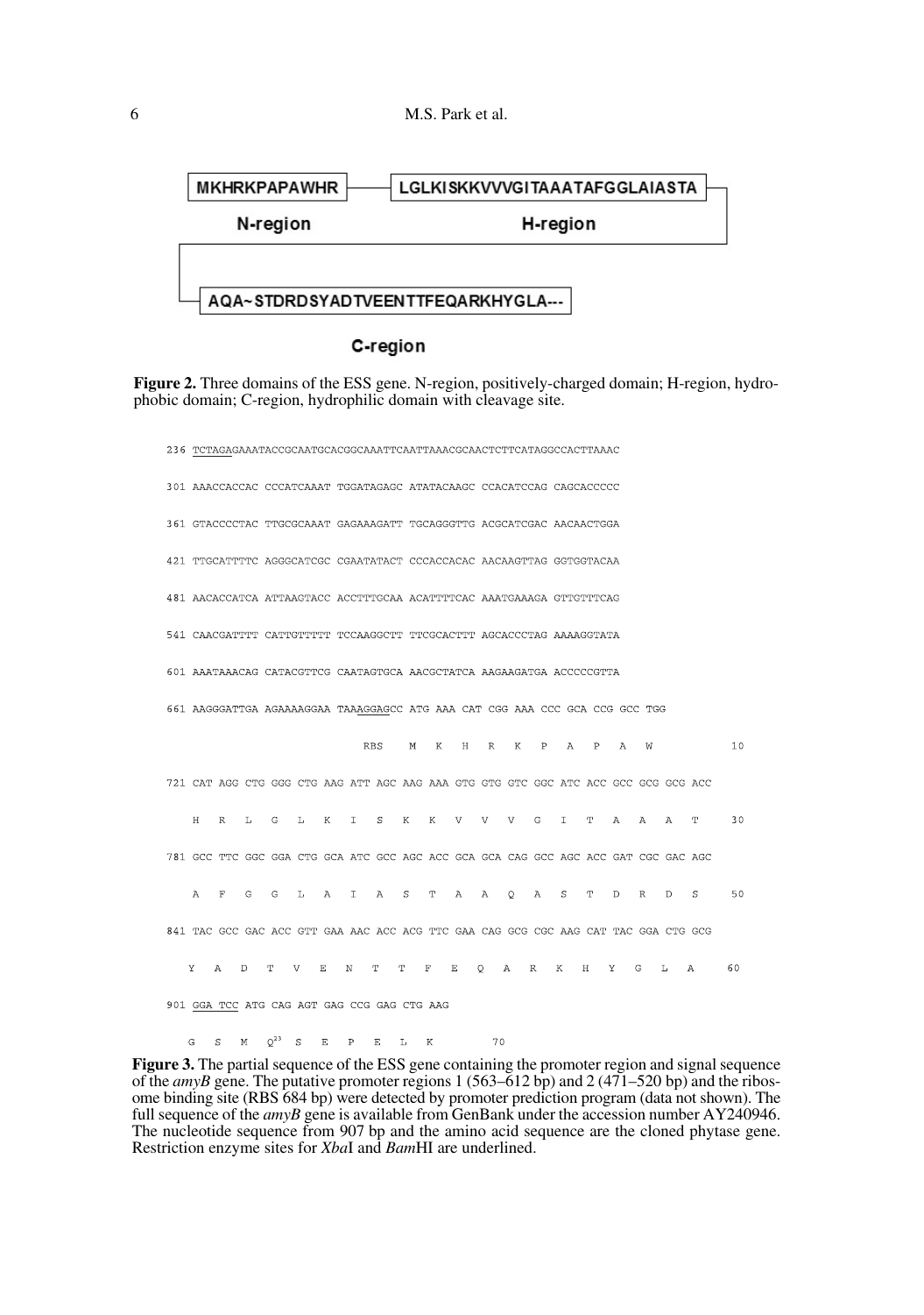MKHRKPAPAWHR — LGLKISKKVVVGITAAATAFGGLAIASTA

N-region — H-region

AQA~STDRDSYADTVEENTTFEQARKHYGLA---

C-region

**Figure 2.** Three domains of the ESS gene. N-region, positively-charged domain; H-region, hydrophobic domain; C-region, hydrophilic domain with cleavage site.

```
236 TCTAGAGAAATACCGCAATGCACGGCAAATTCAATTAAACGCAACTCTTCATAGGCCACTTAAAC

301 AAACCACCAC CCCATCAAAT TGGATAGAGC ATATACAAGC CCACATCCAG CAGCACCCCC

361 GTACCCCTAC TTGCGCAAAT GAGAAAGATT TGCAGGGTTG ACGCATCGAC AACAACTGGA

421 TTGCATTTTC AGGGCATCGC CGAATATACT CCCACCACAC AACAAGTTAG GGTGGTACAA

481 AACACCATCA ATTAAGTACC ACCTTTGCAA ACATTTTCAC AAATGAAAGA GTTGTTTCAG

541 CAACGATTTT CATTGTTTTT TCCAAGGCTT TTCGCACTTT AGCACCCTAG AAAAGGTATA

601 AAATAAACAG CATACGTTCG CAATAGTGCA AACGCTATCA AAGAAGATGA ACCCCCGTTA

661 AAGGGATTGA AGAAAAGGAA TAAAGGAGCC ATG AAA CAT CGG AAA CCC GCA CCG GCC TGG

                           RBS      M   K   H   R   K   P   A   P   A   W        10

721 CAT AGG CTG GGG CTG AAG ATT AGC AAG AAA GTG GTG GTC GGC ATC ACC GCC GCG GCG ACC

     H   R   L   G   L   K   I   S   K   K   V   V   V   G   I   T   A   A   A   T    30

781 GCC TTC GGC GGA CTG GCA ATC GCC AGC ACC GCA GCA CAG GCC AGC ACC GAT CGC GAC AGC

     A   F   G   G   L   A   I   A   S   T   A   A   Q   A   S   T   D   R   D   S    50

841 TAC GCC GAC ACC GTT GAA AAC ACC ACG TTC GAA CAG GCG CGC AAG CAT TAC GGA CTG GCG

     Y   A   D   T   V   E   N   T   T   F   E   Q   A   R   K   H   Y   G   L   A    60

901 GGA TCC ATG CAG AGT GAG CCG GAG CTG AAG

     G   S   M   Q23 S   E   P   E   L   K        70
```

**Figure 3.** The partial sequence of the ESS gene containing the promoter region and signal sequence of the *amyB* gene. The putative promoter regions 1 (563–612 bp) and 2 (471–520 bp) and the ribosome binding site (RBS 684 bp) were detected by promoter prediction program (data not shown). The full sequence of the *amyB* gene is available from GenBank under the accession number AY240946. The nucleotide sequence from 907 bp and the amino acid sequence are the cloned phytase gene. Restriction enzyme sites for *Xba*I and *Bam*HI are underlined.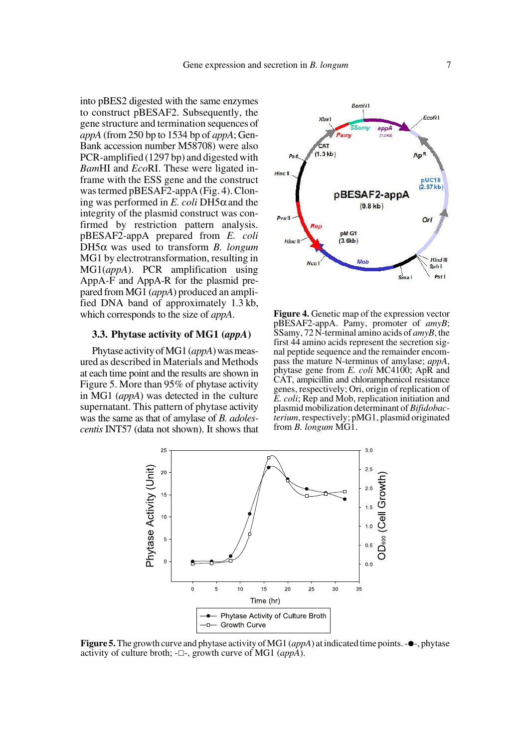into pBES2 digested with the same enzymes to construct pBESAF2. Subsequently, the gene structure and termination sequences of *appA* (from 250 bp to 1534 bp of *appA*; GenBank accession number M58708) were also PCR-amplified (1297 bp) and digested with *Bam*HI and *Eco*RI. These were ligated in-frame with the ESS gene and the construct was termed pBESAF2-appA (Fig. 4). Cloning was performed in *E. coli* DH5α and the integrity of the plasmid construct was confirmed by restriction pattern analysis. pBESAF2-appA prepared from *E. coli* DH5α was used to transform *B. longum* MG1 by electrotransformation, resulting in MG1(*appA*). PCR amplification using AppA-F and AppA-R for the plasmid prepared from MG1 (*appA*) produced an amplified DNA band of approximately 1.3 kb, which corresponds to the size of *appA*.

### 3.3. Phytase activity of MG1 (*appA*)

Phytase activity of MG1 (*appA*) was measured as described in Materials and Methods at each time point and the results are shown in Figure 5. More than 95% of phytase activity in MG1 (*appA*) was detected in the culture supernatant. This pattern of phytase activity was the same as that of amylase of *B. adolescentis* INT57 (data not shown). It shows that

**Figure 4.** Genetic map of the expression vector pBESAF2-appA. Pamy, promoter of *amyB*; SSamy, 72 N-terminal amino acids of *amyB*, the first 44 amino acids represent the secretion signal peptide sequence and the remainder encompass the mature N-terminus of amylase; *appA*, phytase gene from *E. coli* MC4100; ApR and CAT, ampicillin and chloramphenicol resistance genes, respectively; Ori, origin of replication of *E. coli*; Rep and Mob, replication initiation and plasmid mobilization determinant of *Bifidobacterium*, respectively; pMG1, plasmid originated from *B. longum* MG1.

**Figure 5.** The growth curve and phytase activity of MG1 (*appA*) at indicated time points. -●-, phytase activity of culture broth; -□-, growth curve of MG1 (*appA*).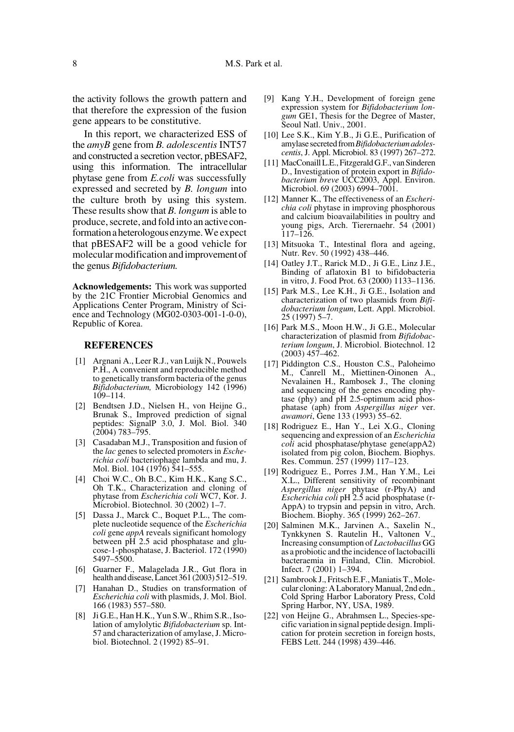the activity follows the growth pattern and that therefore the expression of the fusion gene appears to be constitutive.

In this report, we characterized ESS of the *amyB* gene from *B. adolescentis* INT57 and constructed a secretion vector, pBESAF2, using this information. The intracellular phytase gene from *E.coli* was successfully expressed and secreted by *B. longum* into the culture broth by using this system. These results show that *B. longum* is able to produce, secrete, and fold into an active conformation a heterologous enzyme. We expect that pBESAF2 will be a good vehicle for molecular modification and improvement of the genus *Bifidobacterium.*

**Acknowledgements:** This work was supported by the 21C Frontier Microbial Genomics and Applications Center Program, Ministry of Science and Technology (MG02-0303-001-1-0-0), Republic of Korea.

## REFERENCES

[1] Argnani A., Leer R.J., van Luijk N., Pouwels P.H., A convenient and reproducible method to genetically transform bacteria of the genus *Bifidobacterium,* Microbiology 142 (1996) 109–114.

[2] Bendtsen J.D., Nielsen H., von Heijne G., Brunak S., Improved prediction of signal peptides: SignalP 3.0, J. Mol. Biol. 340 (2004) 783–795.

[3] Casadaban M.J., Transposition and fusion of the *lac* genes to selected promoters in *Escherichia coli* bacteriophage lambda and mu, J. Mol. Biol. 104 (1976) 541–555.

[4] Choi W.C., Oh B.C., Kim H.K., Kang S.C., Oh T.K., Characterization and cloning of phytase from *Escherichia coli* WC7, Kor. J. Microbiol. Biotechnol. 30 (2002) 1–7.

[5] Dassa J., Marck C., Boquet P.L., The complete nucleotide sequence of the *Escherichia coli* gene *appA* reveals significant homology between pH 2.5 acid phosphatase and glucose-1-phosphatase, J. Bacteriol. 172 (1990) 5497–5500.

[6] Guarner F., Malagelada J.R., Gut flora in health and disease, Lancet 361 (2003) 512–519.

[7] Hanahan D., Studies on transformation of *Escherichia coli* with plasmids, J. Mol. Biol. 166 (1983) 557–580.

[8] Ji G.E., Han H.K., Yun S.W., Rhim S.R., Isolation of amylolytic *Bifidobacterium* sp. Int-57 and characterization of amylase, J. Microbiol. Biotechnol. 2 (1992) 85–91.

[9] Kang Y.H., Development of foreign gene expression system for *Bifidobacterium longum* GE1, Thesis for the Degree of Master, Seoul Natl. Univ., 2001.

[10] Lee S.K., Kim Y.B., Ji G.E., Purification of amylase secreted from *Bifidobacterium adolescentis*, J. Appl. Microbiol. 83 (1997) 267–272.

[11] MacConaill L.E., Fitzgerald G.F., van Sinderen D., Investigation of protein export in *Bifidobacterium breve* UCC2003, Appl. Environ. Microbiol. 69 (2003) 6994–7001.

[12] Manner K., The effectiveness of an *Escherichia coli* phytase in improving phosphorous and calcium bioavailabilities in poultry and young pigs, Arch. Tierernaehr. 54 (2001) 117–126.

[13] Mitsuoka T., Intestinal flora and ageing, Nutr. Rev. 50 (1992) 438–446.

[14] Oatley J.T., Rarick M.D., Ji G.E., Linz J.E., Binding of aflatoxin B1 to bifidobacteria in vitro, J. Food Prot. 63 (2000) 1133–1136.

[15] Park M.S., Lee K.H., Ji G.E., Isolation and characterization of two plasmids from *Bifidobacterium longum*, Lett. Appl. Microbiol. 25 (1997) 5–7.

[16] Park M.S., Moon H.W., Ji G.E., Molecular characterization of plasmid from *Bifidobacterium longum*, J. Microbiol. Biotechnol. 12 (2003) 457–462.

[17] Piddington C.S., Houston C.S., Paloheimo M., Canrell M., Miettinen-Oinonen A., Nevalainen H., Rambosek J., The cloning and sequencing of the genes encoding phytase (phy) and pH 2.5-optimum acid phosphatase (aph) from *Aspergillus niger* ver. *awamori*, Gene 133 (1993) 55–62.

[18] Rodriguez E., Han Y., Lei X.G., Cloning sequencing and expression of an *Escherichia coli* acid phosphatase/phytase gene(appA2) isolated from pig colon, Biochem. Biophys. Res. Commun. 257 (1999) 117–123.

[19] Rodriguez E., Porres J.M., Han Y.M., Lei X.L., Different sensitivity of recombinant *Aspergillus niger* phytase (r-PhyA) and *Escherichia coli* pH 2.5 acid phosphatase (r-AppA) to trypsin and pepsin in vitro, Arch. Biochem. Biophy. 365 (1999) 262–267.

[20] Salminen M.K., Jarvinen A., Saxelin N., Tynkkynen S. Rautelin H., Valtonen V., Increasing consumption of *Lactobacillus* GG as a probiotic and the incidence of lactobacilli bacteraemia in Finland, Clin. Microbiol. Infect. 7 (2001) 1–394.

[21] Sambrook J., Fritsch E.F., Maniatis T., Molecular cloning: A Laboratory Manual, 2nd edn., Cold Spring Harbor Laboratory Press, Cold Spring Harbor, NY, USA, 1989.

[22] von Heijne G., Abrahmsen L., Species-specific variation in signal peptide design. Implication for protein secretion in foreign hosts, FEBS Lett. 244 (1998) 439–446.